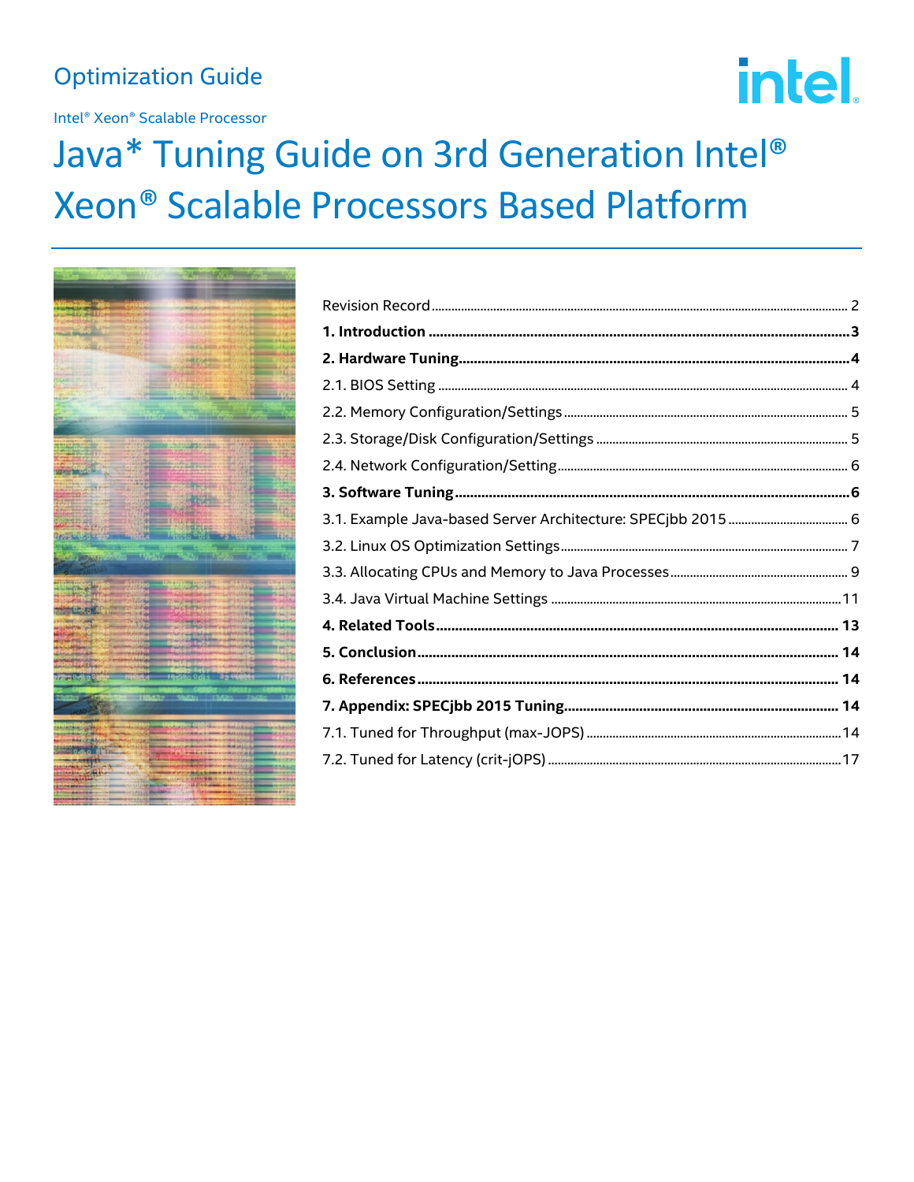Optimization Guide

Intel® Xeon® Scalable Processor

# Java* Tuning Guide on 3rd Generation Intel® Xeon® Scalable Processors Based Platform

Revision Record ........ 2

**1. Introduction ........ 3**

**2. Hardware Tuning ........ 4**

2.1. BIOS Setting ........ 4

2.2. Memory Configuration/Settings ........ 5

2.3. Storage/Disk Configuration/Settings ........ 5

2.4. Network Configuration/Setting ........ 6

**3. Software Tuning ........ 6**

3.1. Example Java-based Server Architecture: SPECjbb 2015 ........ 6

3.2. Linux OS Optimization Settings ........ 7

3.3. Allocating CPUs and Memory to Java Processes ........ 9

3.4. Java Virtual Machine Settings ........ 11

**4. Related Tools ........ 13**

**5. Conclusion ........ 14**

**6. References ........ 14**

**7. Appendix: SPECjbb 2015 Tuning ........ 14**

7.1. Tuned for Throughput (max-JOPS) ........ 14

7.2. Tuned for Latency (crit-jOPS) ........ 17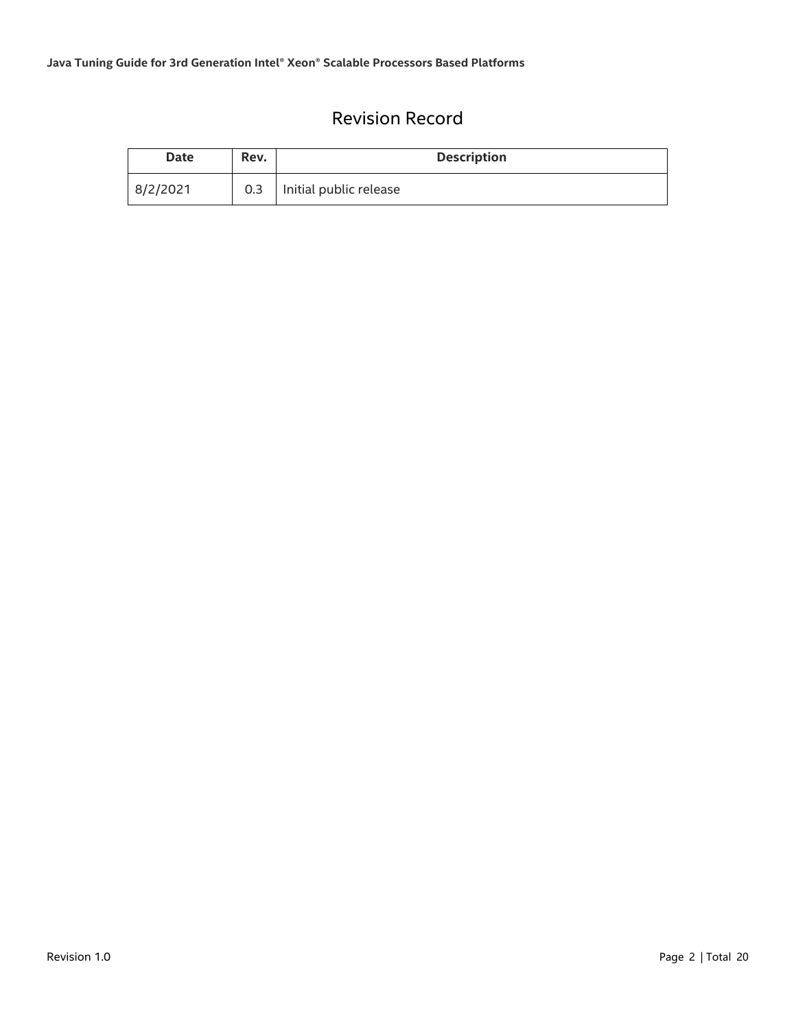# Revision Record

| Date | Rev. | Description |
|---|---|---|
| 8/2/2021 | 0.3 | Initial public release |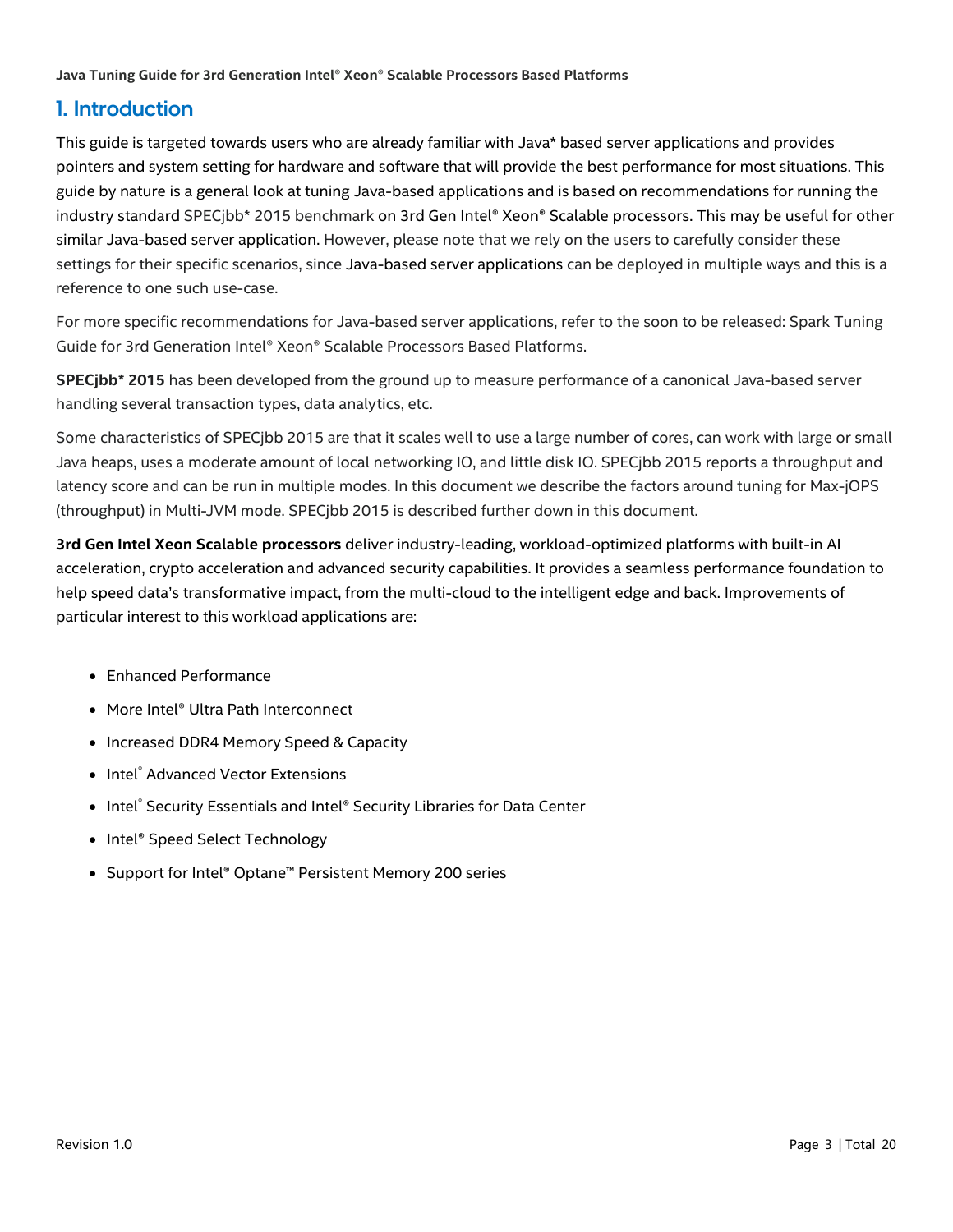# 1. Introduction

This guide is targeted towards users who are already familiar with Java* based server applications and provides pointers and system setting for hardware and software that will provide the best performance for most situations. This guide by nature is a general look at tuning Java-based applications and is based on recommendations for running the industry standard SPECjbb* 2015 benchmark on 3rd Gen Intel® Xeon® Scalable processors. This may be useful for other similar Java-based server application. However, please note that we rely on the users to carefully consider these settings for their specific scenarios, since Java-based server applications can be deployed in multiple ways and this is a reference to one such use-case.

For more specific recommendations for Java-based server applications, refer to the soon to be released: Spark Tuning Guide for 3rd Generation Intel® Xeon® Scalable Processors Based Platforms.

**SPECjbb* 2015** has been developed from the ground up to measure performance of a canonical Java-based server handling several transaction types, data analytics, etc.

Some characteristics of SPECjbb 2015 are that it scales well to use a large number of cores, can work with large or small Java heaps, uses a moderate amount of local networking IO, and little disk IO. SPECjbb 2015 reports a throughput and latency score and can be run in multiple modes. In this document we describe the factors around tuning for Max-jOPS (throughput) in Multi-JVM mode. SPECjbb 2015 is described further down in this document.

**3rd Gen Intel Xeon Scalable processors** deliver industry-leading, workload-optimized platforms with built-in AI acceleration, crypto acceleration and advanced security capabilities. It provides a seamless performance foundation to help speed data's transformative impact, from the multi-cloud to the intelligent edge and back. Improvements of particular interest to this workload applications are:

- Enhanced Performance
- More Intel® Ultra Path Interconnect
- Increased DDR4 Memory Speed & Capacity
- Intel® Advanced Vector Extensions
- Intel® Security Essentials and Intel® Security Libraries for Data Center
- Intel® Speed Select Technology
- Support for Intel® Optane™ Persistent Memory 200 series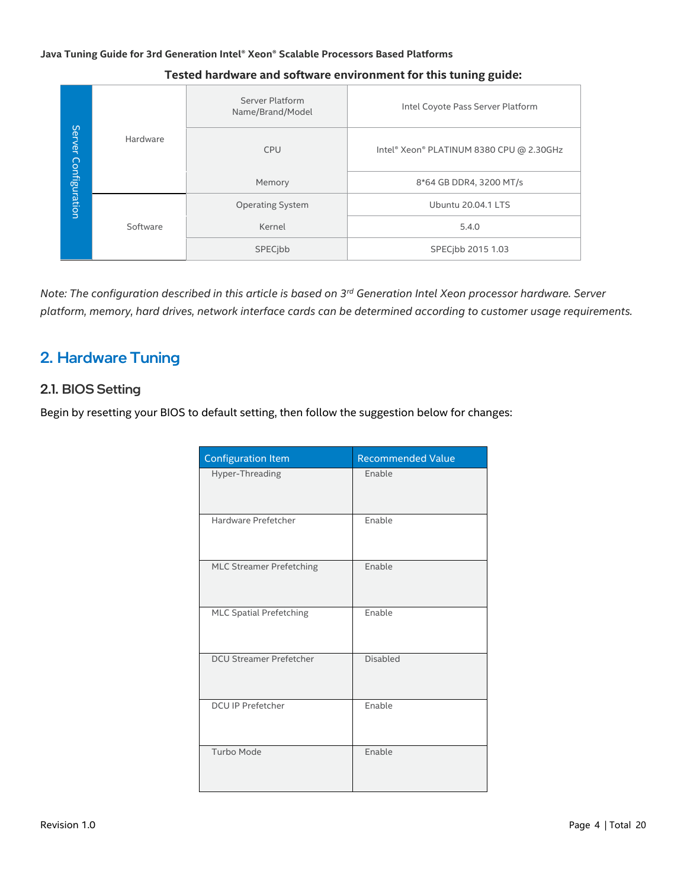**Tested hardware and software environment for this tuning guide:**

| Server Configuration | | | |
|---|---|---|---|
| | Hardware | Server Platform Name/Brand/Model | Intel Coyote Pass Server Platform |
| | | CPU | Intel® Xeon® PLATINUM 8380 CPU @ 2.30GHz |
| | | Memory | 8*64 GB DDR4, 3200 MT/s |
| | Software | Operating System | Ubuntu 20.04.1 LTS |
| | | Kernel | 5.4.0 |
| | | SPECjbb | SPECjbb 2015 1.03 |

*Note: The configuration described in this article is based on 3rd Generation Intel Xeon processor hardware. Server platform, memory, hard drives, network interface cards can be determined according to customer usage requirements.*

## 2. Hardware Tuning

### 2.1. BIOS Setting

Begin by resetting your BIOS to default setting, then follow the suggestion below for changes:

| Configuration Item | Recommended Value |
|---|---|
| Hyper-Threading | Enable |
| Hardware Prefetcher | Enable |
| MLC Streamer Prefetching | Enable |
| MLC Spatial Prefetching | Enable |
| DCU Streamer Prefetcher | Disabled |
| DCU IP Prefetcher | Enable |
| Turbo Mode | Enable |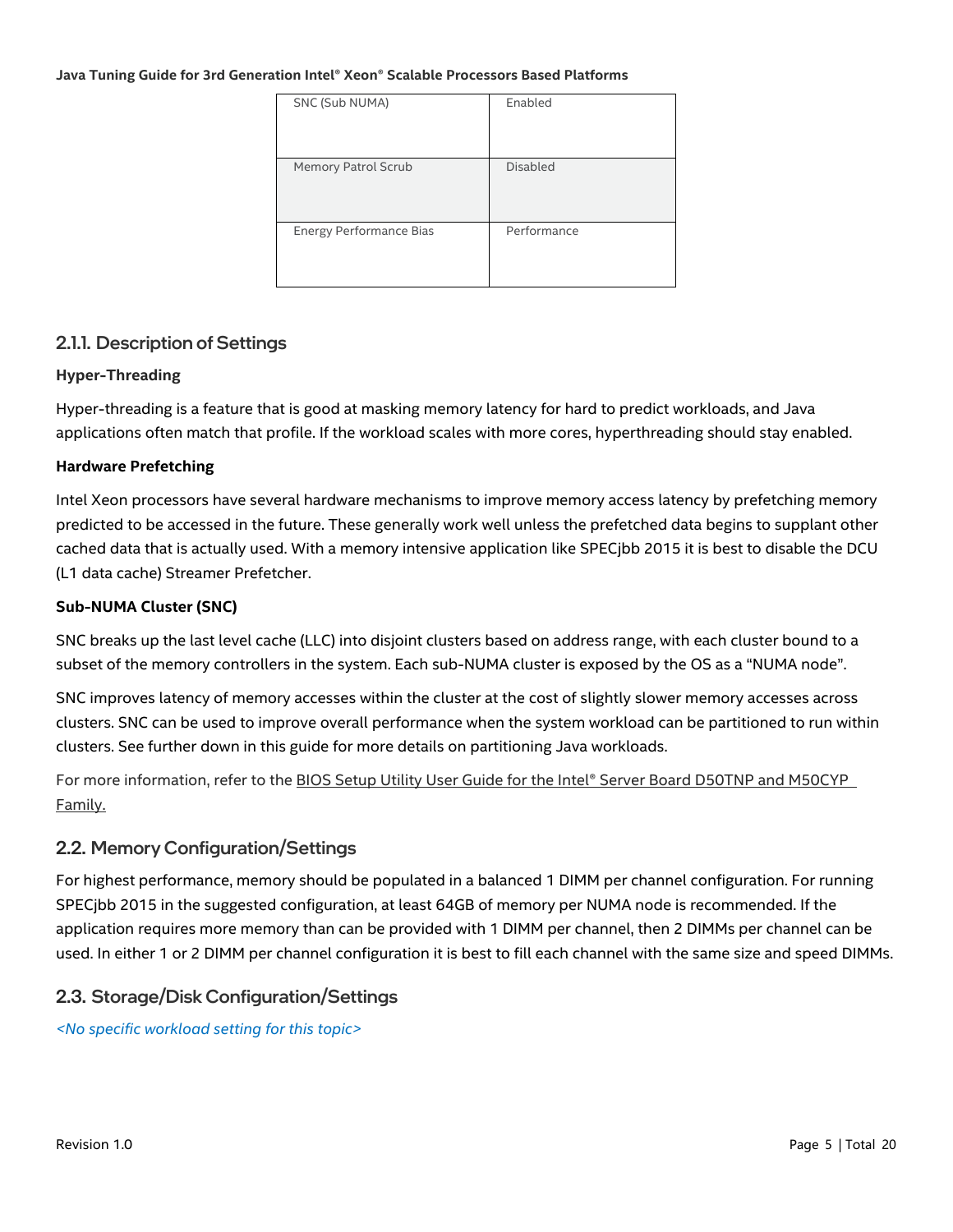| SNC (Sub NUMA) | Enabled |
|---|---|
| Memory Patrol Scrub | Disabled |
| Energy Performance Bias | Performance |

### 2.1.1. Description of Settings

**Hyper-Threading**

Hyper-threading is a feature that is good at masking memory latency for hard to predict workloads, and Java applications often match that profile. If the workload scales with more cores, hyperthreading should stay enabled.

**Hardware Prefetching**

Intel Xeon processors have several hardware mechanisms to improve memory access latency by prefetching memory predicted to be accessed in the future. These generally work well unless the prefetched data begins to supplant other cached data that is actually used. With a memory intensive application like SPECjbb 2015 it is best to disable the DCU (L1 data cache) Streamer Prefetcher.

**Sub-NUMA Cluster (SNC)**

SNC breaks up the last level cache (LLC) into disjoint clusters based on address range, with each cluster bound to a subset of the memory controllers in the system. Each sub-NUMA cluster is exposed by the OS as a "NUMA node".

SNC improves latency of memory accesses within the cluster at the cost of slightly slower memory accesses across clusters. SNC can be used to improve overall performance when the system workload can be partitioned to run within clusters. See further down in this guide for more details on partitioning Java workloads.

For more information, refer to the BIOS Setup Utility User Guide for the Intel® Server Board D50TNP and M50CYP Family.

## 2.2. Memory Configuration/Settings

For highest performance, memory should be populated in a balanced 1 DIMM per channel configuration. For running SPECjbb 2015 in the suggested configuration, at least 64GB of memory per NUMA node is recommended. If the application requires more memory than can be provided with 1 DIMM per channel, then 2 DIMMs per channel can be used. In either 1 or 2 DIMM per channel configuration it is best to fill each channel with the same size and speed DIMMs.

## 2.3. Storage/Disk Configuration/Settings

*<No specific workload setting for this topic>*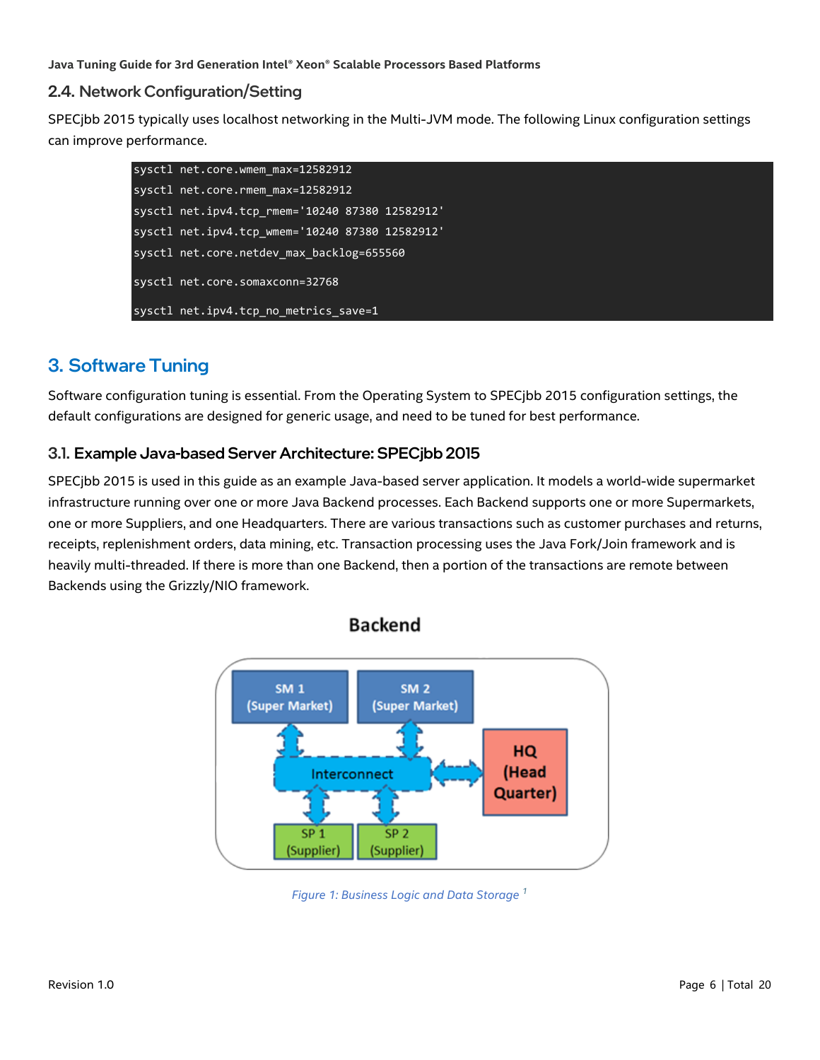## 2.4. Network Configuration/Setting

SPECjbb 2015 typically uses localhost networking in the Multi-JVM mode. The following Linux configuration settings can improve performance.

```
sysctl net.core.wmem_max=12582912
sysctl net.core.rmem_max=12582912
sysctl net.ipv4.tcp_rmem='10240 87380 12582912'
sysctl net.ipv4.tcp_wmem='10240 87380 12582912'
sysctl net.core.netdev_max_backlog=655560
sysctl net.core.somaxconn=32768
sysctl net.ipv4.tcp_no_metrics_save=1
```

# 3. Software Tuning

Software configuration tuning is essential. From the Operating System to SPECjbb 2015 configuration settings, the default configurations are designed for generic usage, and need to be tuned for best performance.

## 3.1. Example Java-based Server Architecture: SPECjbb 2015

SPECjbb 2015 is used in this guide as an example Java-based server application. It models a world-wide supermarket infrastructure running over one or more Java Backend processes. Each Backend supports one or more Supermarkets, one or more Suppliers, and one Headquarters. There are various transactions such as customer purchases and returns, receipts, replenishment orders, data mining, etc. Transaction processing uses the Java Fork/Join framework and is heavily multi-threaded. If there is more than one Backend, then a portion of the transactions are remote between Backends using the Grizzly/NIO framework.

Backend

SM 1 (Super Market) | SM 2 (Super Market) | Interconnect | HQ (Head Quarter) | SP 1 (Supplier) | SP 2 (Supplier)

*Figure 1: Business Logic and Data Storage* [1]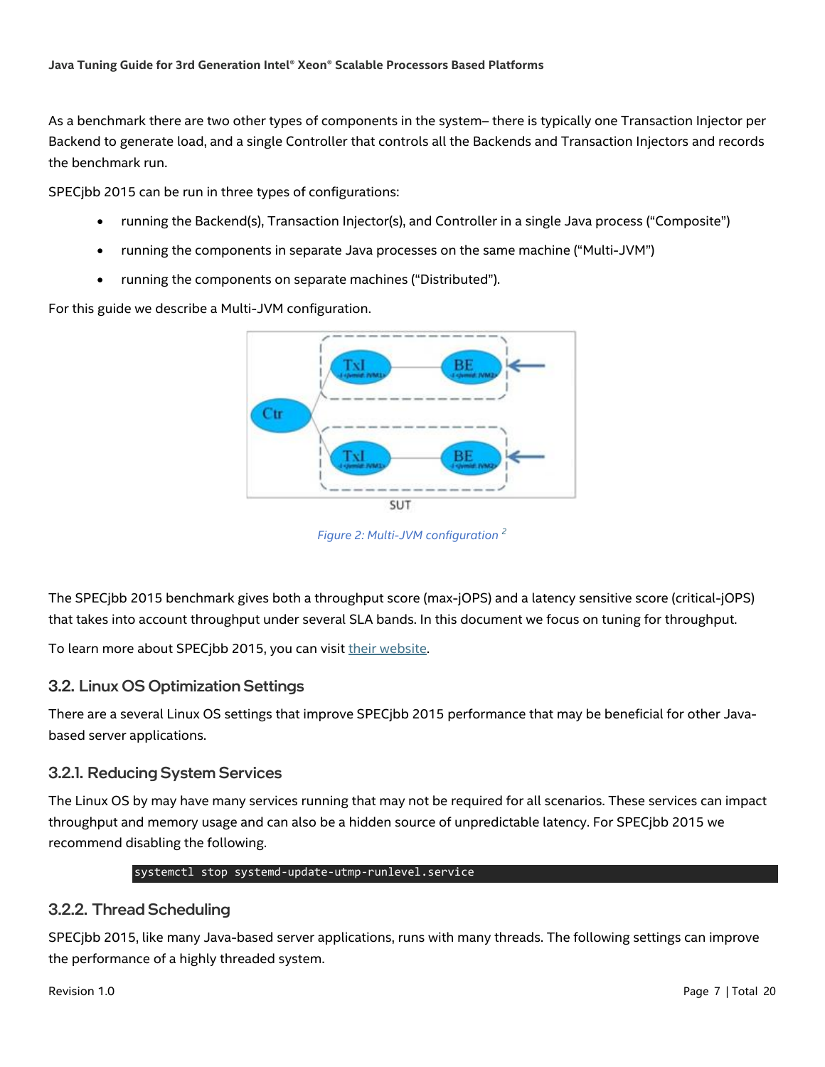As a benchmark there are two other types of components in the system– there is typically one Transaction Injector per Backend to generate load, and a single Controller that controls all the Backends and Transaction Injectors and records the benchmark run.

SPECjbb 2015 can be run in three types of configurations:

- running the Backend(s), Transaction Injector(s), and Controller in a single Java process ("Composite")
- running the components in separate Java processes on the same machine ("Multi-JVM")
- running the components on separate machines ("Distributed").

For this guide we describe a Multi-JVM configuration.

*Figure 2: Multi-JVM configuration* [2]

The SPECjbb 2015 benchmark gives both a throughput score (max-jOPS) and a latency sensitive score (critical-jOPS) that takes into account throughput under several SLA bands. In this document we focus on tuning for throughput.

To learn more about SPECjbb 2015, you can visit their website.

## 3.2. Linux OS Optimization Settings

There are a several Linux OS settings that improve SPECjbb 2015 performance that may be beneficial for other Java-based server applications.

### 3.2.1. Reducing System Services

The Linux OS by may have many services running that may not be required for all scenarios. These services can impact throughput and memory usage and can also be a hidden source of unpredictable latency. For SPECjbb 2015 we recommend disabling the following.

```
systemctl stop systemd-update-utmp-runlevel.service
```

### 3.2.2. Thread Scheduling

SPECjbb 2015, like many Java-based server applications, runs with many threads. The following settings can improve the performance of a highly threaded system.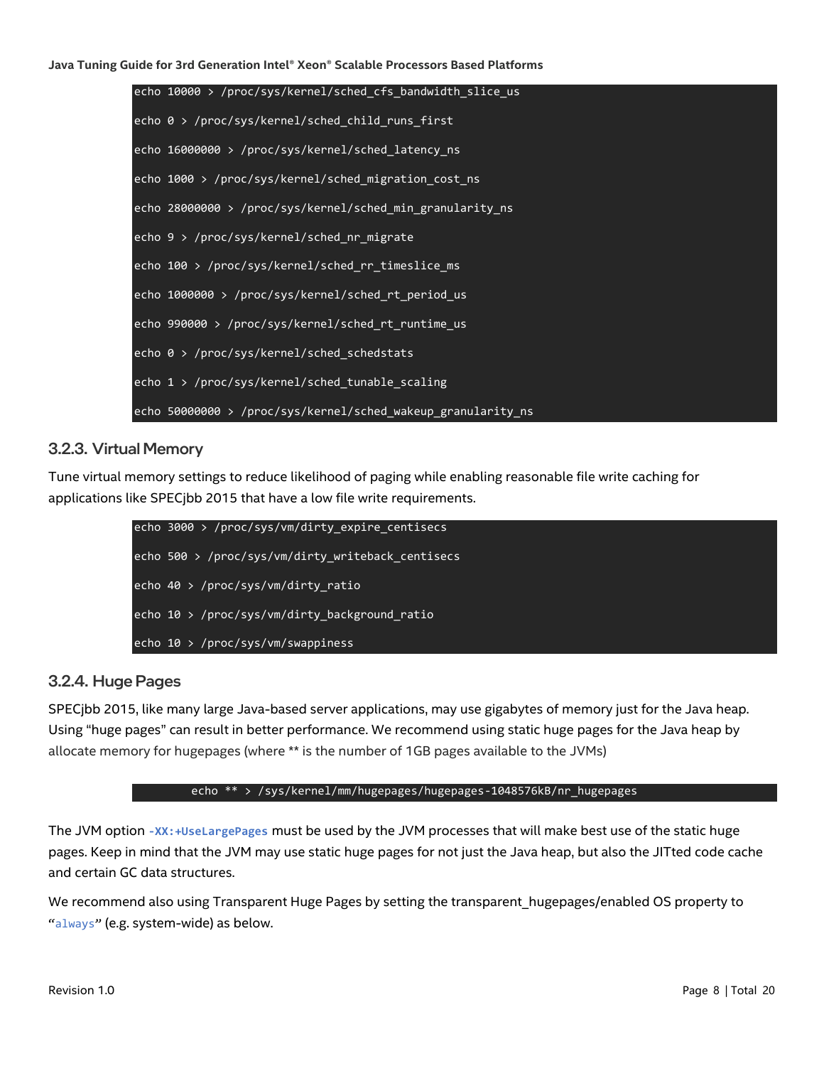```
echo 10000 > /proc/sys/kernel/sched_cfs_bandwidth_slice_us
echo 0 > /proc/sys/kernel/sched_child_runs_first
echo 16000000 > /proc/sys/kernel/sched_latency_ns
echo 1000 > /proc/sys/kernel/sched_migration_cost_ns
echo 28000000 > /proc/sys/kernel/sched_min_granularity_ns
echo 9 > /proc/sys/kernel/sched_nr_migrate
echo 100 > /proc/sys/kernel/sched_rr_timeslice_ms
echo 1000000 > /proc/sys/kernel/sched_rt_period_us
echo 990000 > /proc/sys/kernel/sched_rt_runtime_us
echo 0 > /proc/sys/kernel/sched_schedstats
echo 1 > /proc/sys/kernel/sched_tunable_scaling
echo 50000000 > /proc/sys/kernel/sched_wakeup_granularity_ns
```

### 3.2.3. Virtual Memory

Tune virtual memory settings to reduce likelihood of paging while enabling reasonable file write caching for applications like SPECjbb 2015 that have a low file write requirements.

```
echo 3000 > /proc/sys/vm/dirty_expire_centisecs
echo 500 > /proc/sys/vm/dirty_writeback_centisecs
echo 40 > /proc/sys/vm/dirty_ratio
echo 10 > /proc/sys/vm/dirty_background_ratio
echo 10 > /proc/sys/vm/swappiness
```

### 3.2.4. Huge Pages

SPECjbb 2015, like many large Java-based server applications, may use gigabytes of memory just for the Java heap. Using "huge pages" can result in better performance. We recommend using static huge pages for the Java heap by allocate memory for hugepages (where ** is the number of 1GB pages available to the JVMs)

```
echo ** > /sys/kernel/mm/hugepages/hugepages-1048576kB/nr_hugepages
```

The JVM option `-XX:+UseLargePages` must be used by the JVM processes that will make best use of the static huge pages. Keep in mind that the JVM may use static huge pages for not just the Java heap, but also the JITted code cache and certain GC data structures.

We recommend also using Transparent Huge Pages by setting the transparent_hugepages/enabled OS property to "`always`" (e.g. system-wide) as below.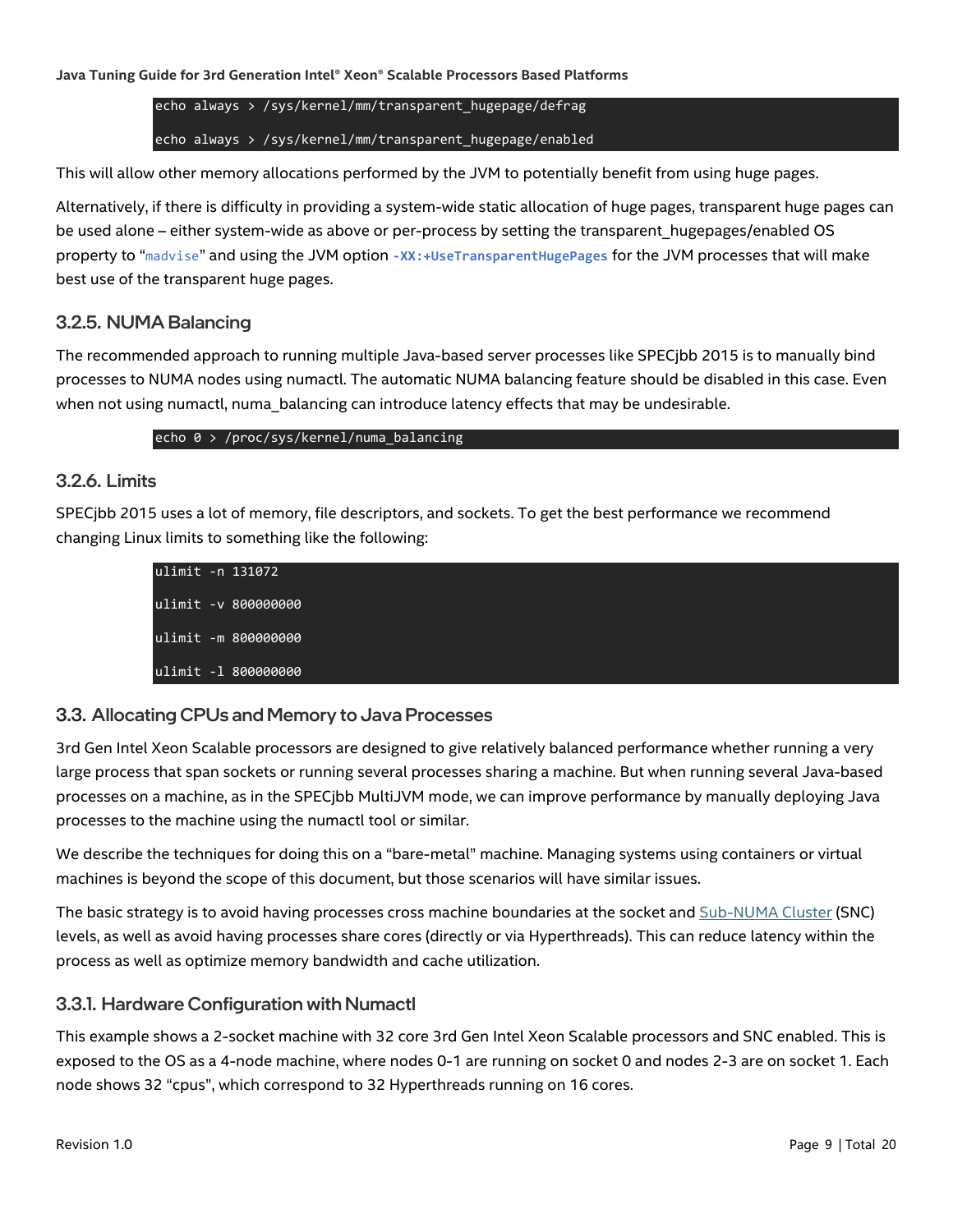```
echo always > /sys/kernel/mm/transparent_hugepage/defrag

echo always > /sys/kernel/mm/transparent_hugepage/enabled
```

This will allow other memory allocations performed by the JVM to potentially benefit from using huge pages.

Alternatively, if there is difficulty in providing a system-wide static allocation of huge pages, transparent huge pages can be used alone – either system-wide as above or per-process by setting the transparent_hugepages/enabled OS property to "`madvise`" and using the JVM option **`-XX:+UseTransparentHugePages`** for the JVM processes that will make best use of the transparent huge pages.

### 3.2.5. NUMA Balancing

The recommended approach to running multiple Java-based server processes like SPECjbb 2015 is to manually bind processes to NUMA nodes using numactl. The automatic NUMA balancing feature should be disabled in this case. Even when not using numactl, numa_balancing can introduce latency effects that may be undesirable.

```
echo 0 > /proc/sys/kernel/numa_balancing
```

### 3.2.6. Limits

SPECjbb 2015 uses a lot of memory, file descriptors, and sockets. To get the best performance we recommend changing Linux limits to something like the following:

```
ulimit -n 131072

ulimit -v 800000000

ulimit -m 800000000

ulimit -l 800000000
```

## 3.3. Allocating CPUs and Memory to Java Processes

3rd Gen Intel Xeon Scalable processors are designed to give relatively balanced performance whether running a very large process that span sockets or running several processes sharing a machine. But when running several Java-based processes on a machine, as in the SPECjbb MultiJVM mode, we can improve performance by manually deploying Java processes to the machine using the numactl tool or similar.

We describe the techniques for doing this on a "bare-metal" machine. Managing systems using containers or virtual machines is beyond the scope of this document, but those scenarios will have similar issues.

The basic strategy is to avoid having processes cross machine boundaries at the socket and Sub-NUMA Cluster (SNC) levels, as well as avoid having processes share cores (directly or via Hyperthreads). This can reduce latency within the process as well as optimize memory bandwidth and cache utilization.

### 3.3.1. Hardware Configuration with Numactl

This example shows a 2-socket machine with 32 core 3rd Gen Intel Xeon Scalable processors and SNC enabled. This is exposed to the OS as a 4-node machine, where nodes 0-1 are running on socket 0 and nodes 2-3 are on socket 1. Each node shows 32 "cpus", which correspond to 32 Hyperthreads running on 16 cores.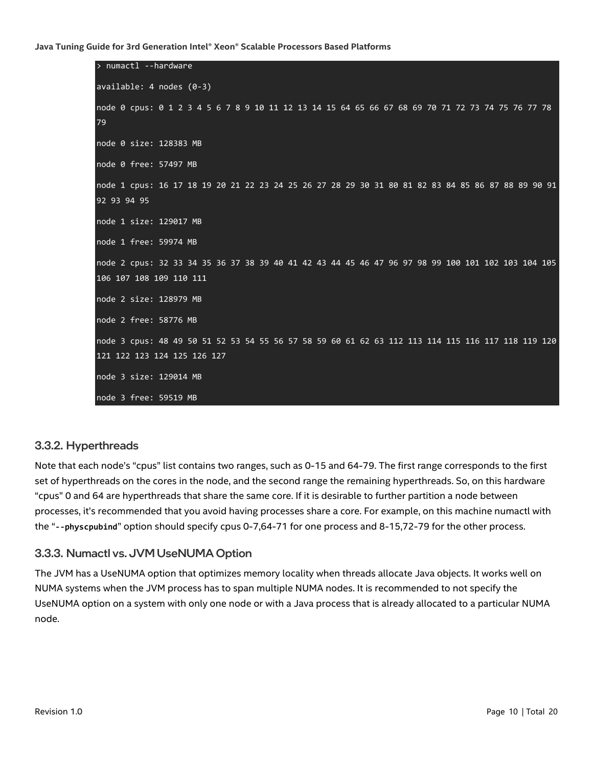```
> numactl --hardware

available: 4 nodes (0-3)

node 0 cpus: 0 1 2 3 4 5 6 7 8 9 10 11 12 13 14 15 64 65 66 67 68 69 70 71 72 73 74 75 76 77 78 79

node 0 size: 128383 MB

node 0 free: 57497 MB

node 1 cpus: 16 17 18 19 20 21 22 23 24 25 26 27 28 29 30 31 80 81 82 83 84 85 86 87 88 89 90 91 92 93 94 95

node 1 size: 129017 MB

node 1 free: 59974 MB

node 2 cpus: 32 33 34 35 36 37 38 39 40 41 42 43 44 45 46 47 96 97 98 99 100 101 102 103 104 105 106 107 108 109 110 111

node 2 size: 128979 MB

node 2 free: 58776 MB

node 3 cpus: 48 49 50 51 52 53 54 55 56 57 58 59 60 61 62 63 112 113 114 115 116 117 118 119 120 121 122 123 124 125 126 127

node 3 size: 129014 MB

node 3 free: 59519 MB
```

### 3.3.2. Hyperthreads

Note that each node's "cpus" list contains two ranges, such as 0-15 and 64-79. The first range corresponds to the first set of hyperthreads on the cores in the node, and the second range the remaining hyperthreads. So, on this hardware "cpus" 0 and 64 are hyperthreads that share the same core. If it is desirable to further partition a node between processes, it's recommended that you avoid having processes share a core. For example, on this machine numactl with the "`--physcpubind`" option should specify cpus 0-7,64-71 for one process and 8-15,72-79 for the other process.

### 3.3.3. Numactl vs. JVM UseNUMA Option

The JVM has a UseNUMA option that optimizes memory locality when threads allocate Java objects. It works well on NUMA systems when the JVM process has to span multiple NUMA nodes. It is recommended to not specify the UseNUMA option on a system with only one node or with a Java process that is already allocated to a particular NUMA node.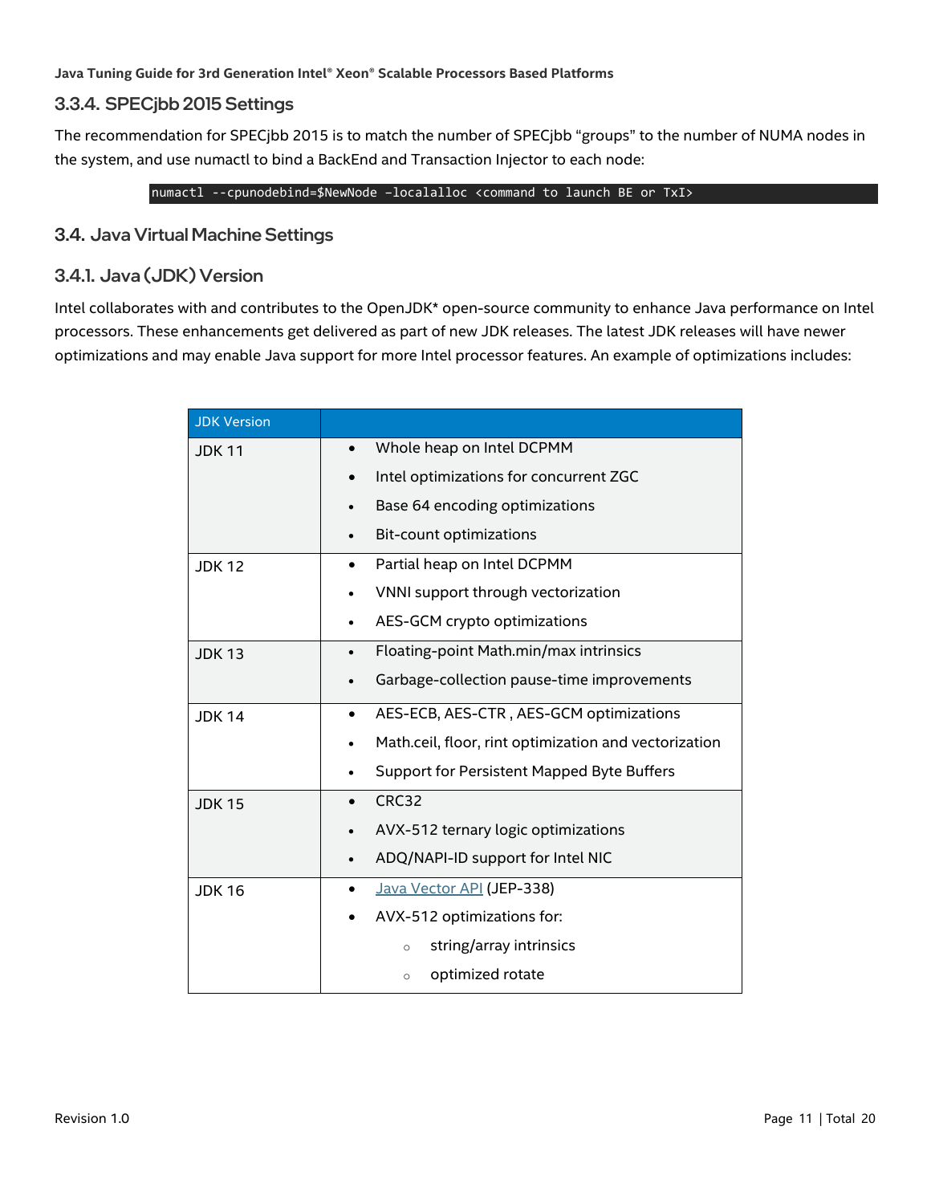### 3.3.4. SPECjbb 2015 Settings

The recommendation for SPECjbb 2015 is to match the number of SPECjbb "groups" to the number of NUMA nodes in the system, and use numactl to bind a BackEnd and Transaction Injector to each node:

```
numactl --cpunodebind=$NewNode –localalloc <command to launch BE or TxI>
```

## 3.4. Java Virtual Machine Settings

### 3.4.1. Java (JDK) Version

Intel collaborates with and contributes to the OpenJDK* open-source community to enhance Java performance on Intel processors. These enhancements get delivered as part of new JDK releases. The latest JDK releases will have newer optimizations and may enable Java support for more Intel processor features. An example of optimizations includes:

| JDK Version | |
|---|---|
| JDK 11 | • Whole heap on Intel DCPMM<br>• Intel optimizations for concurrent ZGC<br>• Base 64 encoding optimizations<br>• Bit-count optimizations |
| JDK 12 | • Partial heap on Intel DCPMM<br>• VNNI support through vectorization<br>• AES-GCM crypto optimizations |
| JDK 13 | • Floating-point Math.min/max intrinsics<br>• Garbage-collection pause-time improvements |
| JDK 14 | • AES-ECB, AES-CTR , AES-GCM optimizations<br>• Math.ceil, floor, rint optimization and vectorization<br>• Support for Persistent Mapped Byte Buffers |
| JDK 15 | • CRC32<br>• AVX-512 ternary logic optimizations<br>• ADQ/NAPI-ID support for Intel NIC |
| JDK 16 | • Java Vector API (JEP-338)<br>• AVX-512 optimizations for:<br>&nbsp;&nbsp;&nbsp;&nbsp;○ string/array intrinsics<br>&nbsp;&nbsp;&nbsp;&nbsp;○ optimized rotate |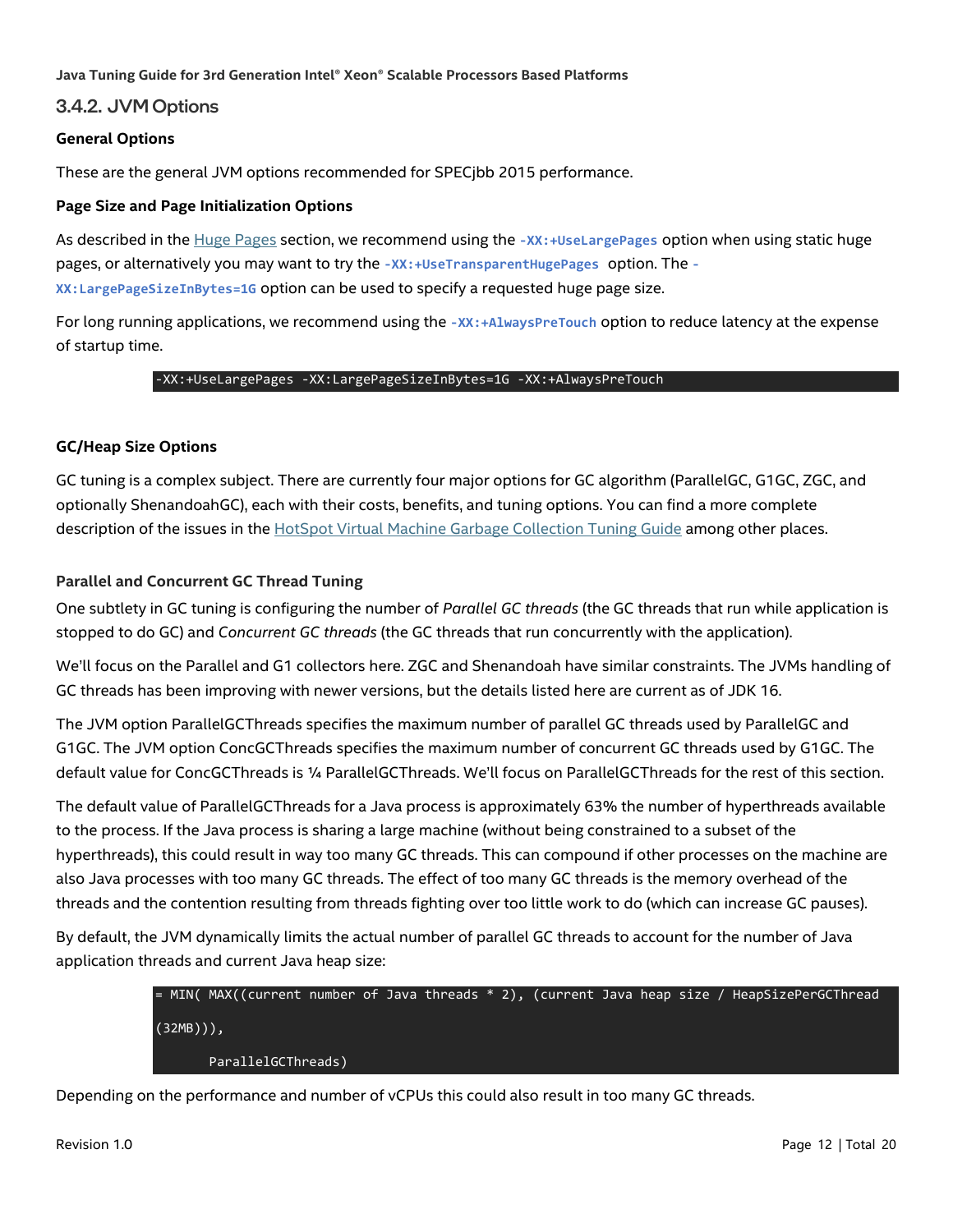### 3.4.2. JVM Options

**General Options**

These are the general JVM options recommended for SPECjbb 2015 performance.

**Page Size and Page Initialization Options**

As described in the [Huge Pages]() section, we recommend using the `-XX:+UseLargePages` option when using static huge pages, or alternatively you may want to try the `-XX:+UseTransparentHugePages` option. The `-XX:LargePageSizeInBytes=1G` option can be used to specify a requested huge page size.

For long running applications, we recommend using the `-XX:+AlwaysPreTouch` option to reduce latency at the expense of startup time.

```
-XX:+UseLargePages -XX:LargePageSizeInBytes=1G -XX:+AlwaysPreTouch
```

**GC/Heap Size Options**

GC tuning is a complex subject. There are currently four major options for GC algorithm (ParallelGC, G1GC, ZGC, and optionally ShenandoahGC), each with their costs, benefits, and tuning options. You can find a more complete description of the issues in the [HotSpot Virtual Machine Garbage Collection Tuning Guide]() among other places.

**Parallel and Concurrent GC Thread Tuning**

One subtlety in GC tuning is configuring the number of *Parallel GC threads* (the GC threads that run while application is stopped to do GC) and *Concurrent GC threads* (the GC threads that run concurrently with the application).

We'll focus on the Parallel and G1 collectors here. ZGC and Shenandoah have similar constraints. The JVMs handling of GC threads has been improving with newer versions, but the details listed here are current as of JDK 16.

The JVM option ParallelGCThreads specifies the maximum number of parallel GC threads used by ParallelGC and G1GC. The JVM option ConcGCThreads specifies the maximum number of concurrent GC threads used by G1GC. The default value for ConcGCThreads is ¼ ParallelGCThreads. We'll focus on ParallelGCThreads for the rest of this section.

The default value of ParallelGCThreads for a Java process is approximately 63% the number of hyperthreads available to the process. If the Java process is sharing a large machine (without being constrained to a subset of the hyperthreads), this could result in way too many GC threads. This can compound if other processes on the machine are also Java processes with too many GC threads. The effect of too many GC threads is the memory overhead of the threads and the contention resulting from threads fighting over too little work to do (which can increase GC pauses).

By default, the JVM dynamically limits the actual number of parallel GC threads to account for the number of Java application threads and current Java heap size:

```
= MIN( MAX((current number of Java threads * 2), (current Java heap size / HeapSizePerGCThread (32MB))),
       ParallelGCThreads)
```

Depending on the performance and number of vCPUs this could also result in too many GC threads.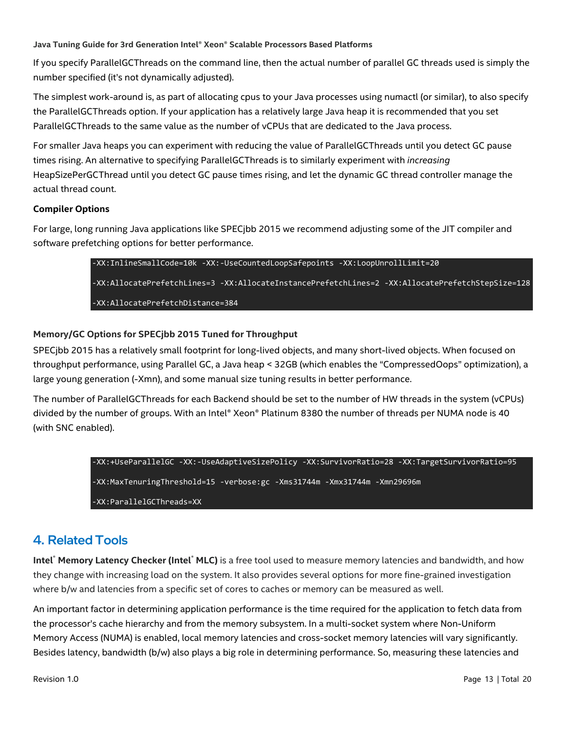If you specify ParallelGCThreads on the command line, then the actual number of parallel GC threads used is simply the number specified (it's not dynamically adjusted).

The simplest work-around is, as part of allocating cpus to your Java processes using numactl (or similar), to also specify the ParallelGCThreads option. If your application has a relatively large Java heap it is recommended that you set ParallelGCThreads to the same value as the number of vCPUs that are dedicated to the Java process.

For smaller Java heaps you can experiment with reducing the value of ParallelGCThreads until you detect GC pause times rising. An alternative to specifying ParallelGCThreads is to similarly experiment with *increasing* HeapSizePerGCThread until you detect GC pause times rising, and let the dynamic GC thread controller manage the actual thread count.

**Compiler Options**

For large, long running Java applications like SPECjbb 2015 we recommend adjusting some of the JIT compiler and software prefetching options for better performance.

```
-XX:InlineSmallCode=10k -XX:-UseCountedLoopSafepoints -XX:LoopUnrollLimit=20

-XX:AllocatePrefetchLines=3 -XX:AllocateInstancePrefetchLines=2 -XX:AllocatePrefetchStepSize=128

-XX:AllocatePrefetchDistance=384
```

**Memory/GC Options for SPECjbb 2015 Tuned for Throughput**

SPECjbb 2015 has a relatively small footprint for long-lived objects, and many short-lived objects. When focused on throughput performance, using Parallel GC, a Java heap < 32GB (which enables the "CompressedOops" optimization), a large young generation (-Xmn), and some manual size tuning results in better performance.

The number of ParallelGCThreads for each Backend should be set to the number of HW threads in the system (vCPUs) divided by the number of groups. With an Intel® Xeon® Platinum 8380 the number of threads per NUMA node is 40 (with SNC enabled).

```
-XX:+UseParallelGC -XX:-UseAdaptiveSizePolicy -XX:SurvivorRatio=28 -XX:TargetSurvivorRatio=95

-XX:MaxTenuringThreshold=15 -verbose:gc -Xms31744m -Xmx31744m -Xmn29696m

-XX:ParallelGCThreads=XX
```

## 4. Related Tools

**Intel® Memory Latency Checker (Intel® MLC)** is a free tool used to measure memory latencies and bandwidth, and how they change with increasing load on the system. It also provides several options for more fine-grained investigation where b/w and latencies from a specific set of cores to caches or memory can be measured as well.

An important factor in determining application performance is the time required for the application to fetch data from the processor's cache hierarchy and from the memory subsystem. In a multi-socket system where Non-Uniform Memory Access (NUMA) is enabled, local memory latencies and cross-socket memory latencies will vary significantly. Besides latency, bandwidth (b/w) also plays a big role in determining performance. So, measuring these latencies and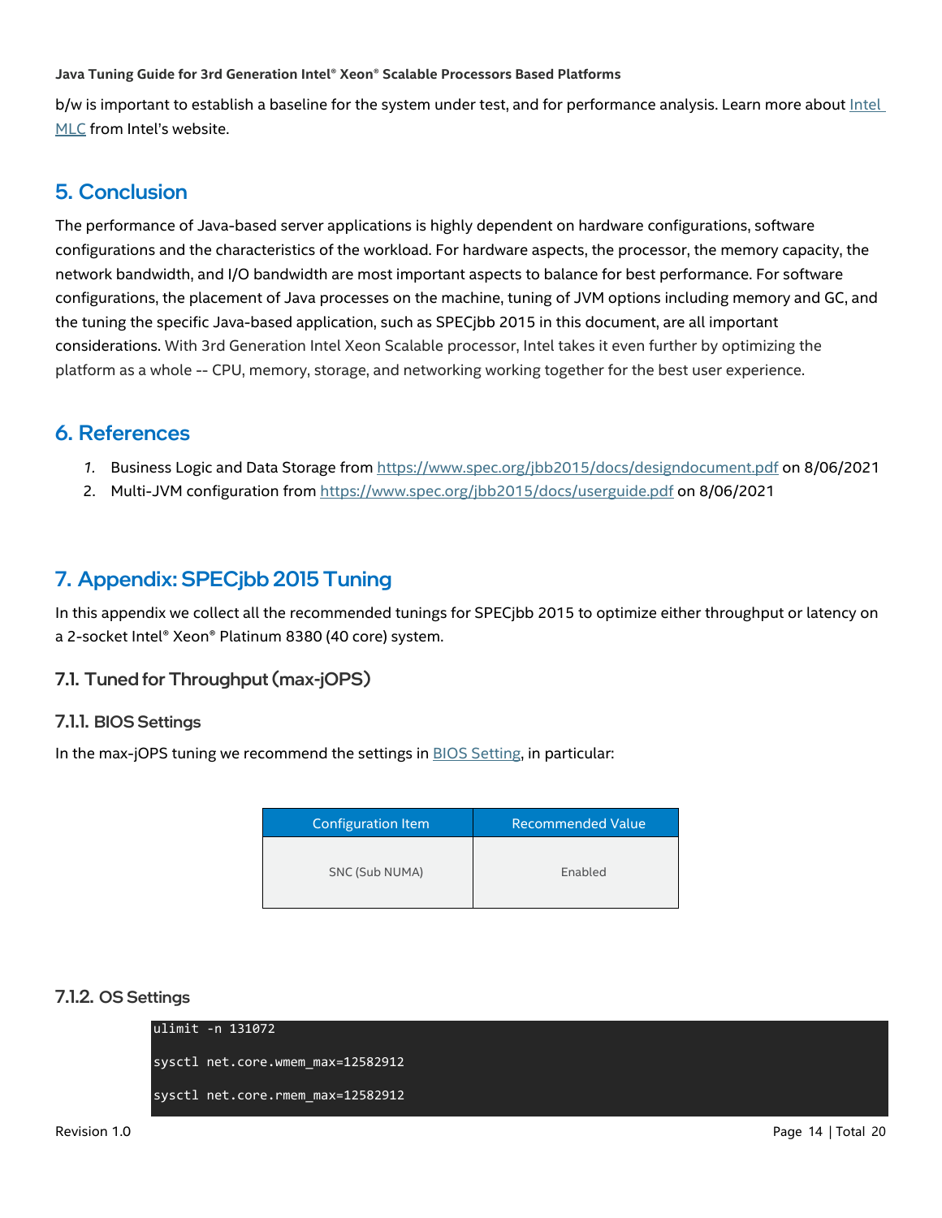b/w is important to establish a baseline for the system under test, and for performance analysis. Learn more about [Intel MLC]() from Intel's website.

## 5. Conclusion

The performance of Java-based server applications is highly dependent on hardware configurations, software configurations and the characteristics of the workload. For hardware aspects, the processor, the memory capacity, the network bandwidth, and I/O bandwidth are most important aspects to balance for best performance. For software configurations, the placement of Java processes on the machine, tuning of JVM options including memory and GC, and the tuning the specific Java-based application, such as SPECjbb 2015 in this document, are all important considerations. With 3rd Generation Intel Xeon Scalable processor, Intel takes it even further by optimizing the platform as a whole -- CPU, memory, storage, and networking working together for the best user experience.

## 6. References

1. Business Logic and Data Storage from https://www.spec.org/jbb2015/docs/designdocument.pdf on 8/06/2021
2. Multi-JVM configuration from https://www.spec.org/jbb2015/docs/userguide.pdf on 8/06/2021

## 7. Appendix: SPECjbb 2015 Tuning

In this appendix we collect all the recommended tunings for SPECjbb 2015 to optimize either throughput or latency on a 2-socket Intel® Xeon® Platinum 8380 (40 core) system.

### 7.1. Tuned for Throughput (max-jOPS)

#### 7.1.1. BIOS Settings

In the max-jOPS tuning we recommend the settings in BIOS Setting, in particular:

| Configuration Item | Recommended Value |
|---|---|
| SNC (Sub NUMA) | Enabled |

#### 7.1.2. OS Settings

```
ulimit -n 131072

sysctl net.core.wmem_max=12582912

sysctl net.core.rmem_max=12582912
```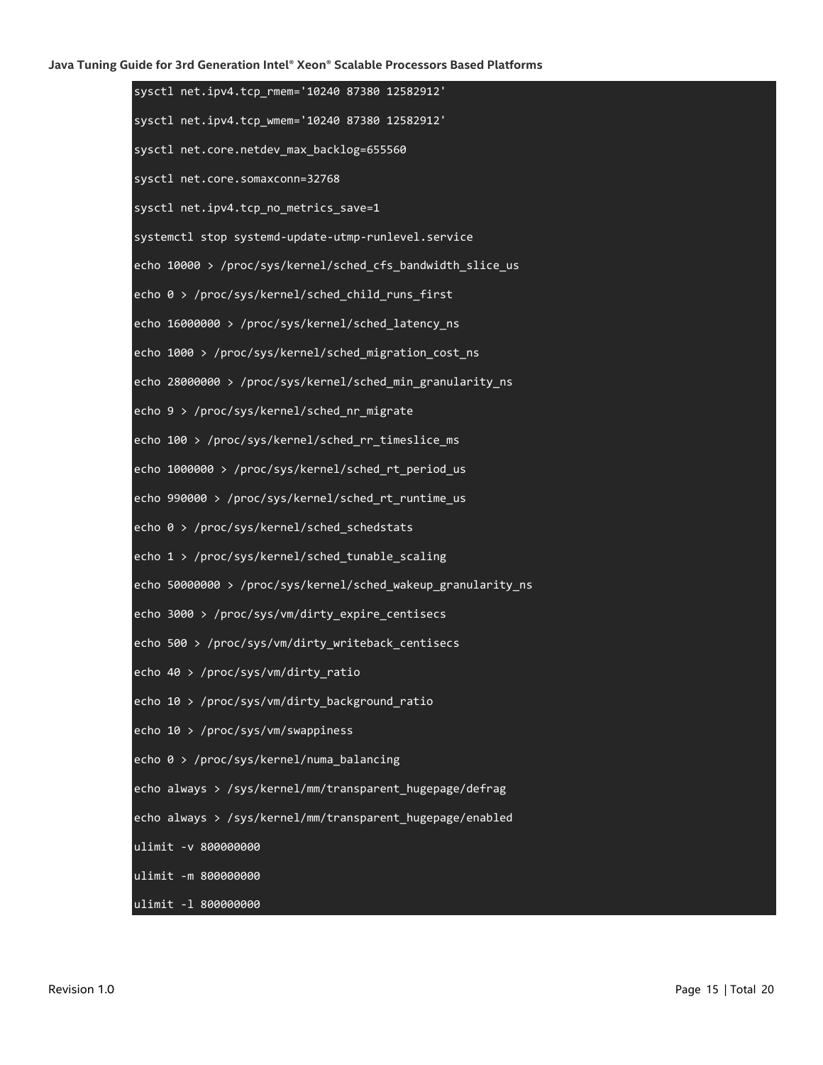```
sysctl net.ipv4.tcp_rmem='10240 87380 12582912'

sysctl net.ipv4.tcp_wmem='10240 87380 12582912'

sysctl net.core.netdev_max_backlog=655560

sysctl net.core.somaxconn=32768

sysctl net.ipv4.tcp_no_metrics_save=1

systemctl stop systemd-update-utmp-runlevel.service

echo 10000 > /proc/sys/kernel/sched_cfs_bandwidth_slice_us

echo 0 > /proc/sys/kernel/sched_child_runs_first

echo 16000000 > /proc/sys/kernel/sched_latency_ns

echo 1000 > /proc/sys/kernel/sched_migration_cost_ns

echo 28000000 > /proc/sys/kernel/sched_min_granularity_ns

echo 9 > /proc/sys/kernel/sched_nr_migrate

echo 100 > /proc/sys/kernel/sched_rr_timeslice_ms

echo 1000000 > /proc/sys/kernel/sched_rt_period_us

echo 990000 > /proc/sys/kernel/sched_rt_runtime_us

echo 0 > /proc/sys/kernel/sched_schedstats

echo 1 > /proc/sys/kernel/sched_tunable_scaling

echo 50000000 > /proc/sys/kernel/sched_wakeup_granularity_ns

echo 3000 > /proc/sys/vm/dirty_expire_centisecs

echo 500 > /proc/sys/vm/dirty_writeback_centisecs

echo 40 > /proc/sys/vm/dirty_ratio

echo 10 > /proc/sys/vm/dirty_background_ratio

echo 10 > /proc/sys/vm/swappiness

echo 0 > /proc/sys/kernel/numa_balancing

echo always > /sys/kernel/mm/transparent_hugepage/defrag

echo always > /sys/kernel/mm/transparent_hugepage/enabled

ulimit -v 800000000

ulimit -m 800000000

ulimit -l 800000000
```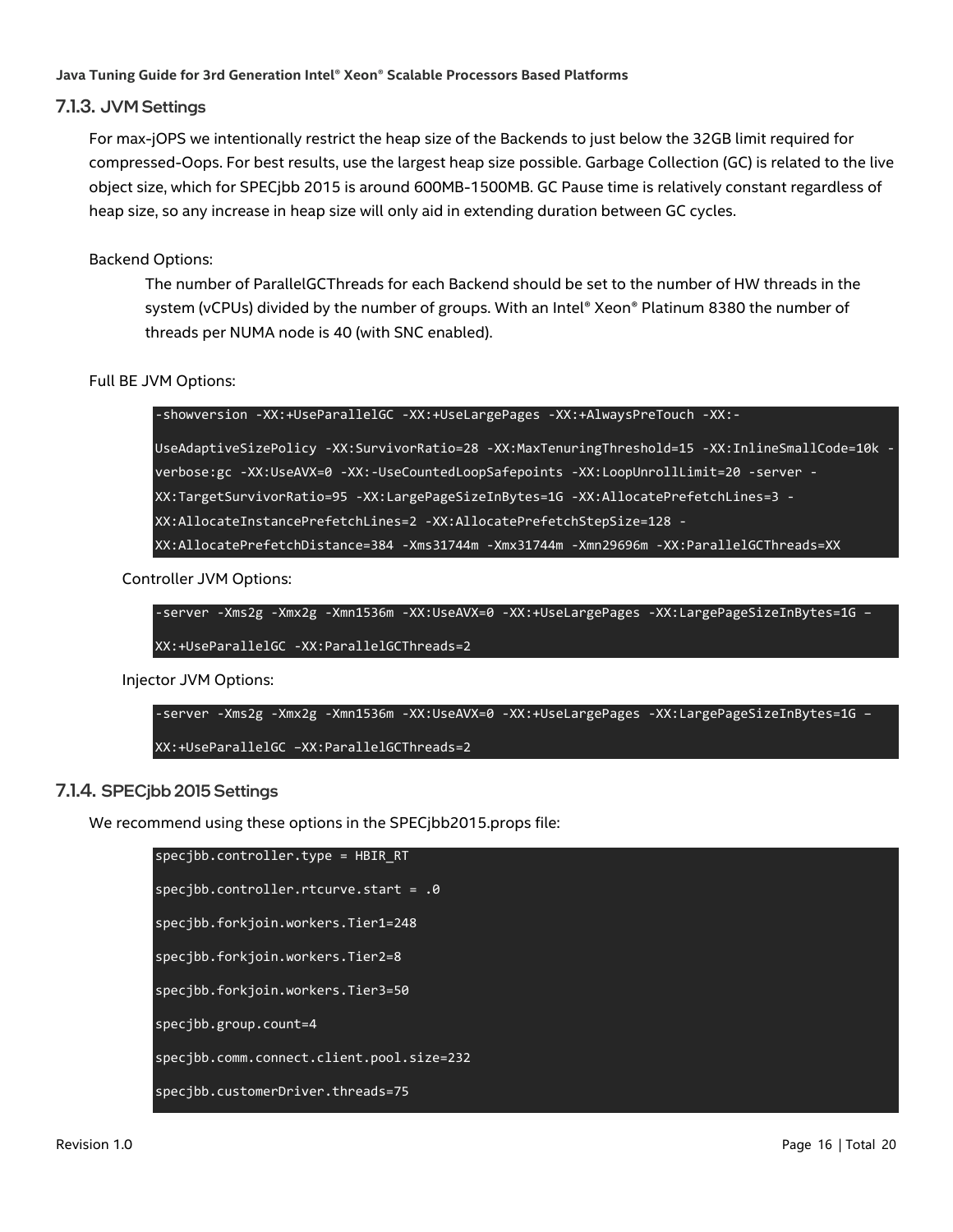### 7.1.3. JVM Settings

For max-jOPS we intentionally restrict the heap size of the Backends to just below the 32GB limit required for compressed-Oops. For best results, use the largest heap size possible. Garbage Collection (GC) is related to the live object size, which for SPECjbb 2015 is around 600MB-1500MB. GC Pause time is relatively constant regardless of heap size, so any increase in heap size will only aid in extending duration between GC cycles.

Backend Options:

The number of ParallelGCThreads for each Backend should be set to the number of HW threads in the system (vCPUs) divided by the number of groups. With an Intel® Xeon® Platinum 8380 the number of threads per NUMA node is 40 (with SNC enabled).

Full BE JVM Options:

```
-showversion -XX:+UseParallelGC -XX:+UseLargePages -XX:+AlwaysPreTouch -XX:-
UseAdaptiveSizePolicy -XX:SurvivorRatio=28 -XX:MaxTenuringThreshold=15 -XX:InlineSmallCode=10k -
verbose:gc -XX:UseAVX=0 -XX:-UseCountedLoopSafepoints -XX:LoopUnrollLimit=20 -server -
XX:TargetSurvivorRatio=95 -XX:LargePageSizeInBytes=1G -XX:AllocatePrefetchLines=3 -
XX:AllocateInstancePrefetchLines=2 -XX:AllocatePrefetchStepSize=128 -
XX:AllocatePrefetchDistance=384 -Xms31744m -Xmx31744m -Xmn29696m -XX:ParallelGCThreads=XX
```

Controller JVM Options:

```
-server -Xms2g -Xmx2g -Xmn1536m -XX:UseAVX=0 -XX:+UseLargePages -XX:LargePageSizeInBytes=1G –
XX:+UseParallelGC -XX:ParallelGCThreads=2
```

Injector JVM Options:

```
-server -Xms2g -Xmx2g -Xmn1536m -XX:UseAVX=0 -XX:+UseLargePages -XX:LargePageSizeInBytes=1G –
XX:+UseParallelGC –XX:ParallelGCThreads=2
```

### 7.1.4. SPECjbb 2015 Settings

We recommend using these options in the SPECjbb2015.props file:

```
specjbb.controller.type = HBIR_RT
specjbb.controller.rtcurve.start = .0
specjbb.forkjoin.workers.Tier1=248
specjbb.forkjoin.workers.Tier2=8
specjbb.forkjoin.workers.Tier3=50
specjbb.group.count=4
specjbb.comm.connect.client.pool.size=232
specjbb.customerDriver.threads=75
```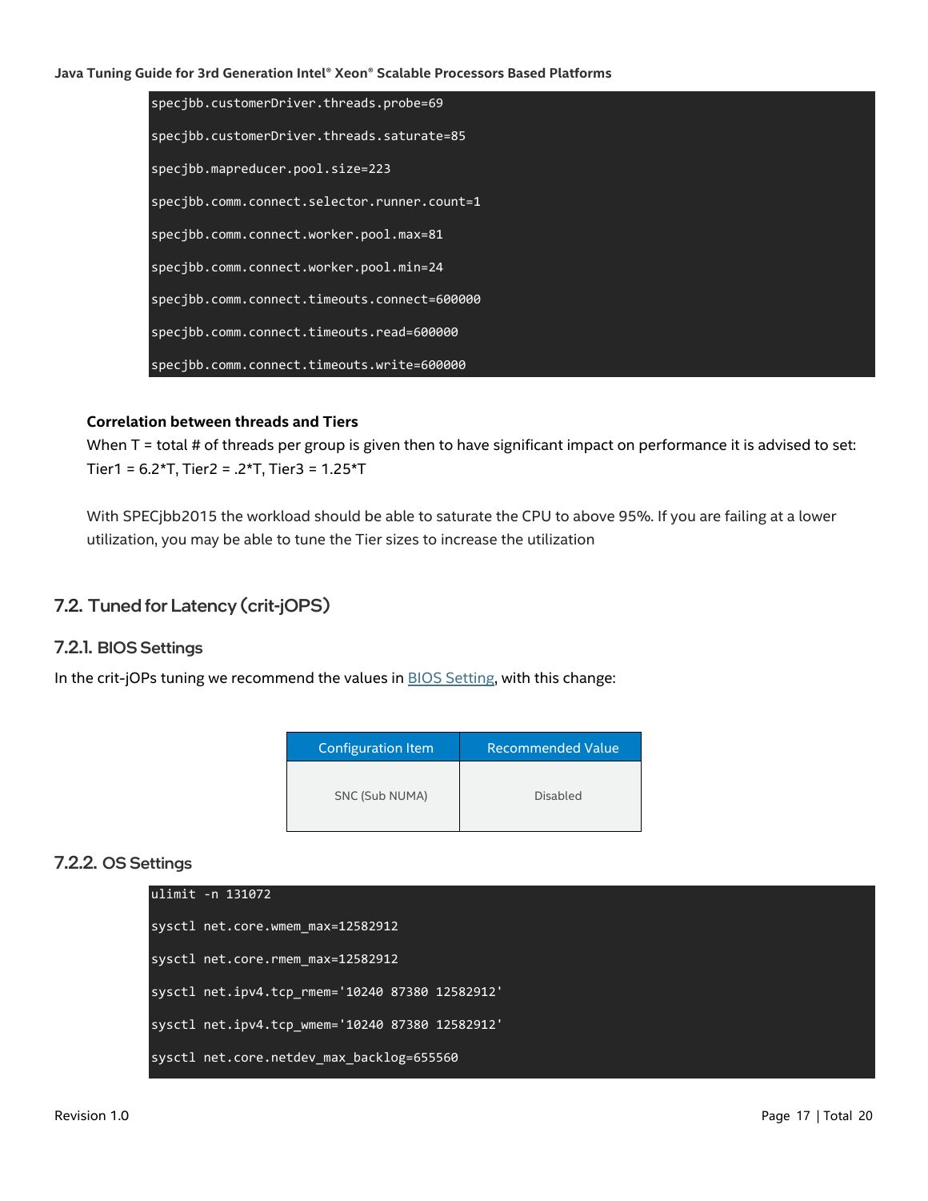```
specjbb.customerDriver.threads.probe=69

specjbb.customerDriver.threads.saturate=85

specjbb.mapreducer.pool.size=223

specjbb.comm.connect.selector.runner.count=1

specjbb.comm.connect.worker.pool.max=81

specjbb.comm.connect.worker.pool.min=24

specjbb.comm.connect.timeouts.connect=600000

specjbb.comm.connect.timeouts.read=600000

specjbb.comm.connect.timeouts.write=600000
```

**Correlation between threads and Tiers**

When T = total # of threads per group is given then to have significant impact on performance it is advised to set: Tier1 = 6.2*T, Tier2 = .2*T, Tier3 = 1.25*T

With SPECjbb2015 the workload should be able to saturate the CPU to above 95%. If you are failing at a lower utilization, you may be able to tune the Tier sizes to increase the utilization

## 7.2. Tuned for Latency (crit-jOPS)

### 7.2.1. BIOS Settings

In the crit-jOPs tuning we recommend the values in BIOS Setting, with this change:

| Configuration Item | Recommended Value |
|---|---|
| SNC (Sub NUMA) | Disabled |

### 7.2.2. OS Settings

```
ulimit -n 131072

sysctl net.core.wmem_max=12582912

sysctl net.core.rmem_max=12582912

sysctl net.ipv4.tcp_rmem='10240 87380 12582912'

sysctl net.ipv4.tcp_wmem='10240 87380 12582912'

sysctl net.core.netdev_max_backlog=655560
```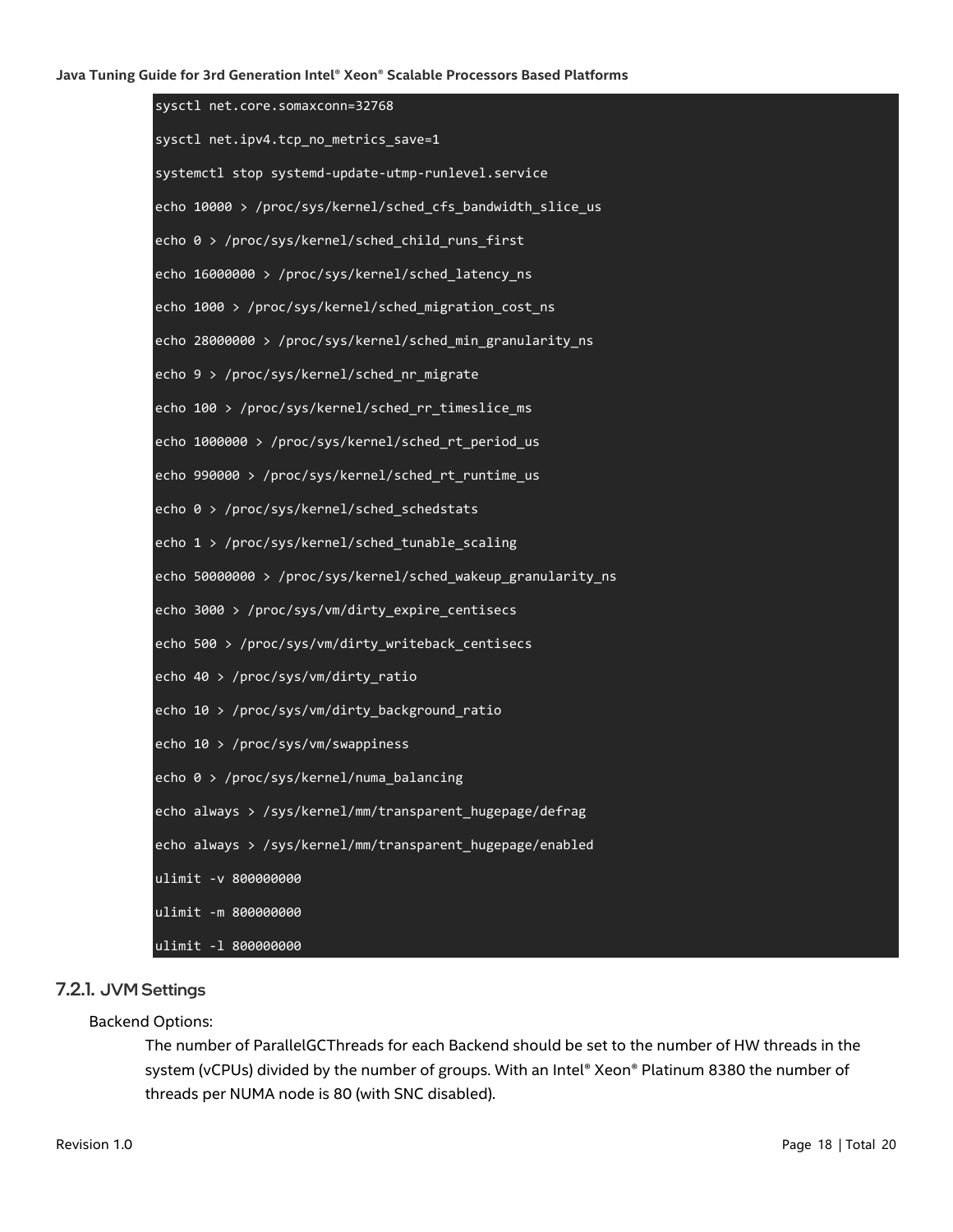```
sysctl net.core.somaxconn=32768
sysctl net.ipv4.tcp_no_metrics_save=1
systemctl stop systemd-update-utmp-runlevel.service
echo 10000 > /proc/sys/kernel/sched_cfs_bandwidth_slice_us
echo 0 > /proc/sys/kernel/sched_child_runs_first
echo 16000000 > /proc/sys/kernel/sched_latency_ns
echo 1000 > /proc/sys/kernel/sched_migration_cost_ns
echo 28000000 > /proc/sys/kernel/sched_min_granularity_ns
echo 9 > /proc/sys/kernel/sched_nr_migrate
echo 100 > /proc/sys/kernel/sched_rr_timeslice_ms
echo 1000000 > /proc/sys/kernel/sched_rt_period_us
echo 990000 > /proc/sys/kernel/sched_rt_runtime_us
echo 0 > /proc/sys/kernel/sched_schedstats
echo 1 > /proc/sys/kernel/sched_tunable_scaling
echo 50000000 > /proc/sys/kernel/sched_wakeup_granularity_ns
echo 3000 > /proc/sys/vm/dirty_expire_centisecs
echo 500 > /proc/sys/vm/dirty_writeback_centisecs
echo 40 > /proc/sys/vm/dirty_ratio
echo 10 > /proc/sys/vm/dirty_background_ratio
echo 10 > /proc/sys/vm/swappiness
echo 0 > /proc/sys/kernel/numa_balancing
echo always > /sys/kernel/mm/transparent_hugepage/defrag
echo always > /sys/kernel/mm/transparent_hugepage/enabled
ulimit -v 800000000
ulimit -m 800000000
ulimit -l 800000000
```

### 7.2.1. JVM Settings

Backend Options:

The number of ParallelGCThreads for each Backend should be set to the number of HW threads in the system (vCPUs) divided by the number of groups. With an Intel® Xeon® Platinum 8380 the number of threads per NUMA node is 80 (with SNC disabled).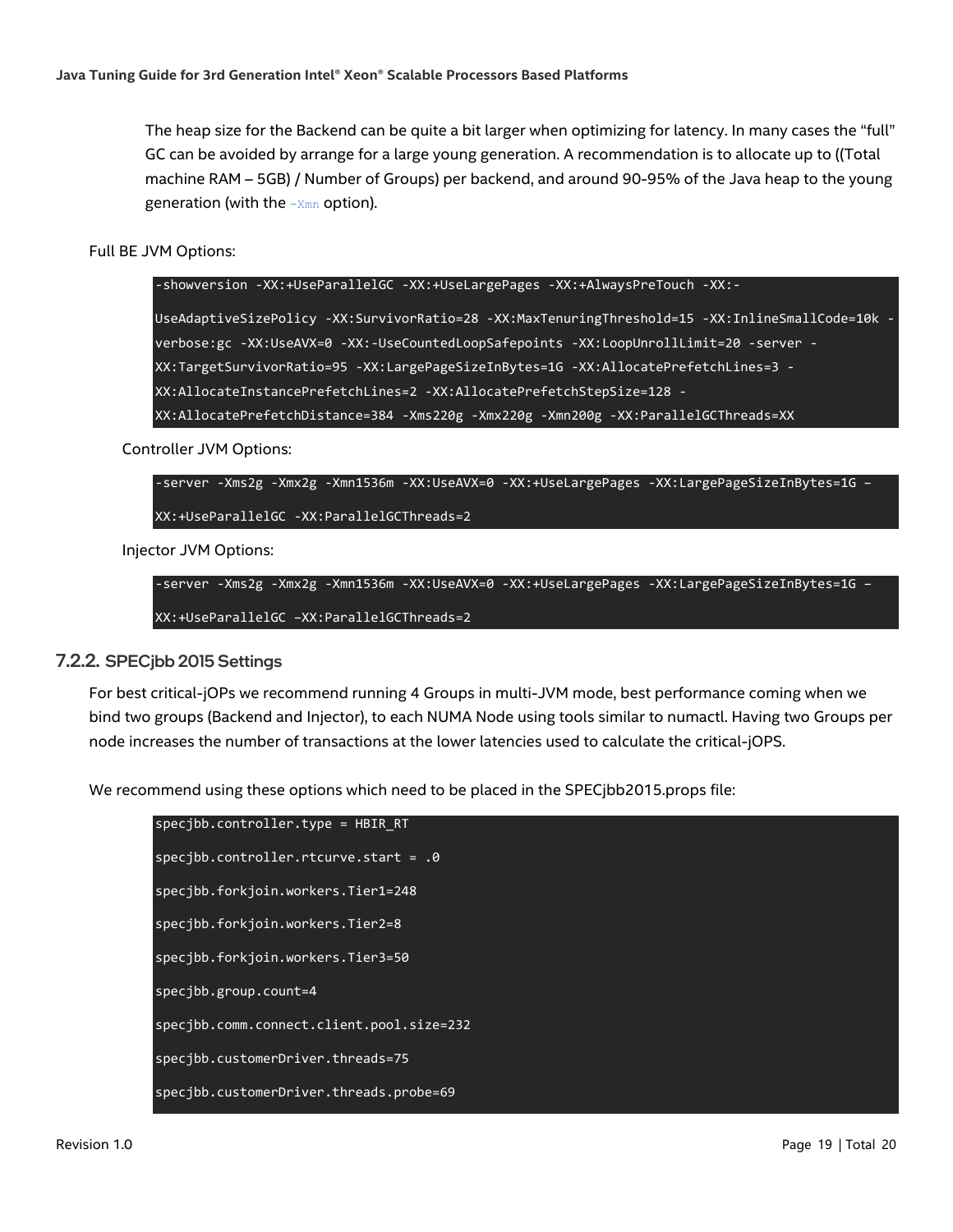The heap size for the Backend can be quite a bit larger when optimizing for latency. In many cases the "full" GC can be avoided by arrange for a large young generation. A recommendation is to allocate up to ((Total machine RAM – 5GB) / Number of Groups) per backend, and around 90-95% of the Java heap to the young generation (with the `-Xmn` option).

Full BE JVM Options:

```
-showversion -XX:+UseParallelGC -XX:+UseLargePages -XX:+AlwaysPreTouch -XX:-
UseAdaptiveSizePolicy -XX:SurvivorRatio=28 -XX:MaxTenuringThreshold=15 -XX:InlineSmallCode=10k -
verbose:gc -XX:UseAVX=0 -XX:-UseCountedLoopSafepoints -XX:LoopUnrollLimit=20 -server -
XX:TargetSurvivorRatio=95 -XX:LargePageSizeInBytes=1G -XX:AllocatePrefetchLines=3 -
XX:AllocateInstancePrefetchLines=2 -XX:AllocatePrefetchStepSize=128 -
XX:AllocatePrefetchDistance=384 -Xms220g -Xmx220g -Xmn200g -XX:ParallelGCThreads=XX
```

Controller JVM Options:

```
-server -Xms2g -Xmx2g -Xmn1536m -XX:UseAVX=0 -XX:+UseLargePages -XX:LargePageSizeInBytes=1G –
XX:+UseParallelGC -XX:ParallelGCThreads=2
```

Injector JVM Options:

```
-server -Xms2g -Xmx2g -Xmn1536m -XX:UseAVX=0 -XX:+UseLargePages -XX:LargePageSizeInBytes=1G –
XX:+UseParallelGC –XX:ParallelGCThreads=2
```

### 7.2.2. SPECjbb 2015 Settings

For best critical-jOPs we recommend running 4 Groups in multi-JVM mode, best performance coming when we bind two groups (Backend and Injector), to each NUMA Node using tools similar to numactl. Having two Groups per node increases the number of transactions at the lower latencies used to calculate the critical-jOPS.

We recommend using these options which need to be placed in the SPECjbb2015.props file:

```
specjbb.controller.type = HBIR_RT
specjbb.controller.rtcurve.start = .0
specjbb.forkjoin.workers.Tier1=248
specjbb.forkjoin.workers.Tier2=8
specjbb.forkjoin.workers.Tier3=50
specjbb.group.count=4
specjbb.comm.connect.client.pool.size=232
specjbb.customerDriver.threads=75
specjbb.customerDriver.threads.probe=69
```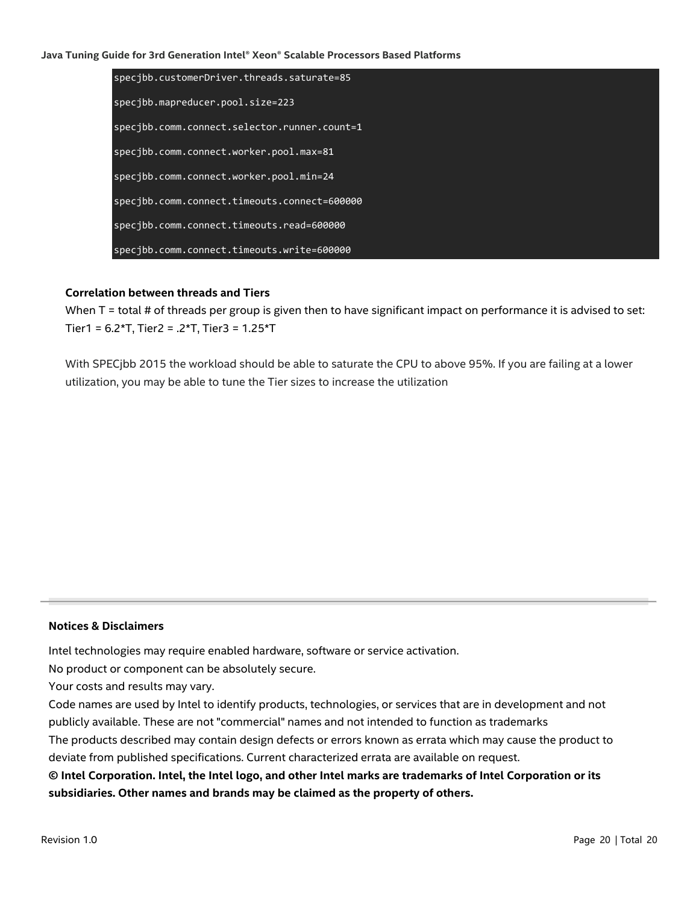```
specjbb.customerDriver.threads.saturate=85

specjbb.mapreducer.pool.size=223

specjbb.comm.connect.selector.runner.count=1

specjbb.comm.connect.worker.pool.max=81

specjbb.comm.connect.worker.pool.min=24

specjbb.comm.connect.timeouts.connect=600000

specjbb.comm.connect.timeouts.read=600000

specjbb.comm.connect.timeouts.write=600000
```

**Correlation between threads and Tiers**

When T = total # of threads per group is given then to have significant impact on performance it is advised to set: Tier1 = 6.2*T, Tier2 = .2*T, Tier3 = 1.25*T

With SPECjbb 2015 the workload should be able to saturate the CPU to above 95%. If you are failing at a lower utilization, you may be able to tune the Tier sizes to increase the utilization

**Notices & Disclaimers**

Intel technologies may require enabled hardware, software or service activation.

No product or component can be absolutely secure.

Your costs and results may vary.

Code names are used by Intel to identify products, technologies, or services that are in development and not publicly available. These are not "commercial" names and not intended to function as trademarks

The products described may contain design defects or errors known as errata which may cause the product to deviate from published specifications. Current characterized errata are available on request.

**© Intel Corporation. Intel, the Intel logo, and other Intel marks are trademarks of Intel Corporation or its subsidiaries. Other names and brands may be claimed as the property of others.**